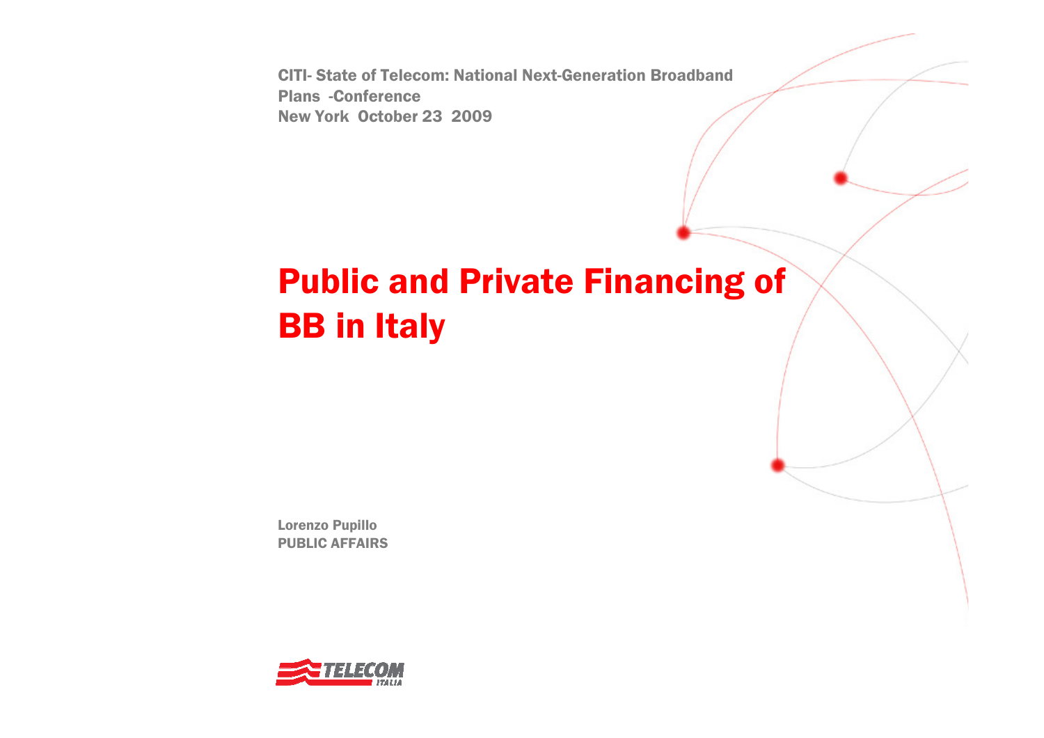CITI- State of Telecom: National Next-Generation Broadband Plans -Conference
New York October 23 2009

# Public and Private Financing of BB in Italy

Lorenzo Pupillo
PUBLIC AFFAIRS

TELECOM ITALIA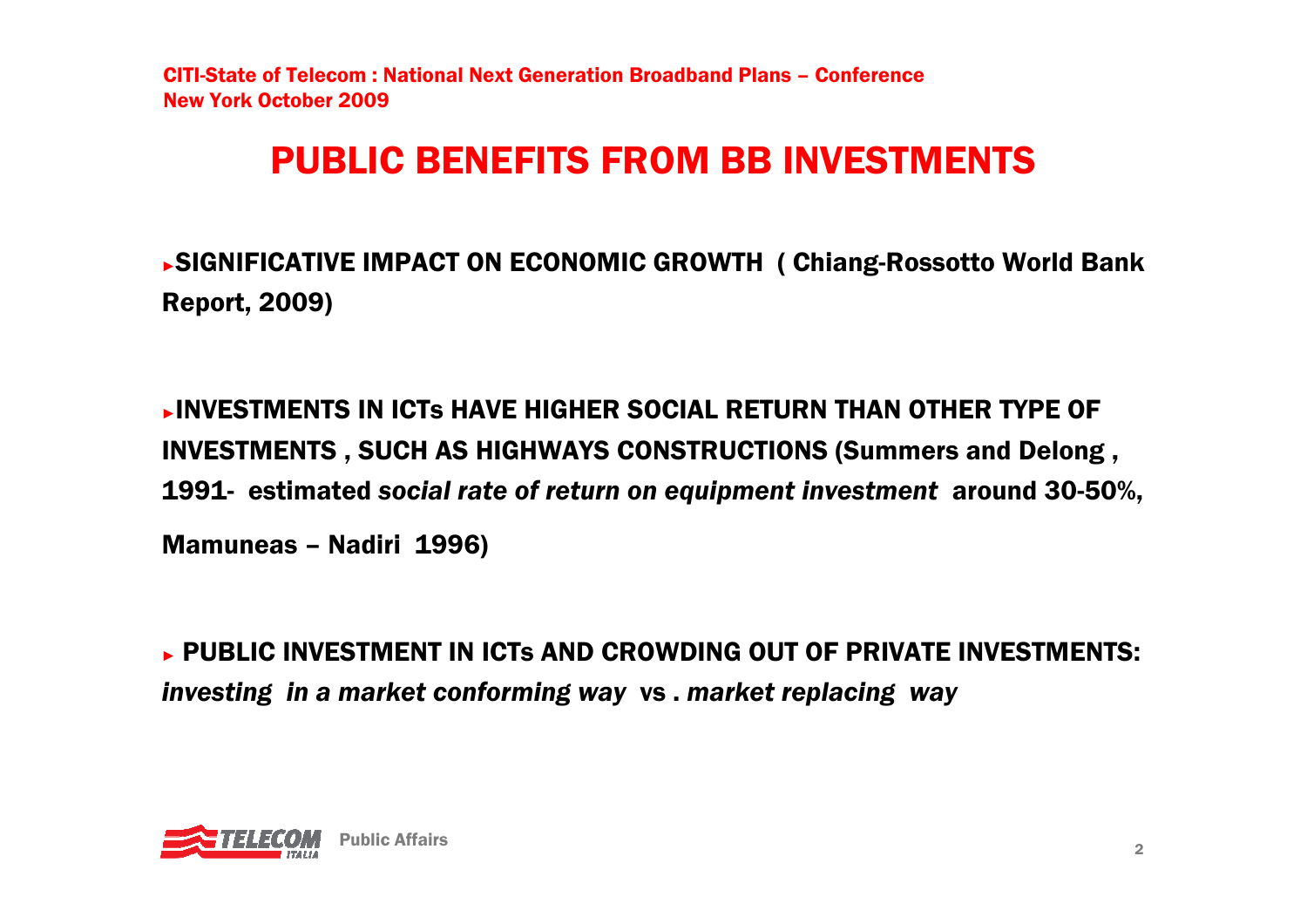# PUBLIC BENEFITS FROM BB INVESTMENTS

- **SIGNIFICATIVE IMPACT ON ECONOMIC GROWTH ( Chiang-Rossotto World Bank Report, 2009)**

- **INVESTMENTS IN ICTs HAVE HIGHER SOCIAL RETURN THAN OTHER TYPE OF INVESTMENTS , SUCH AS HIGHWAYS CONSTRUCTIONS (Summers and Delong , 1991- estimated *social rate of return on equipment investment* around 30-50%, Mamuneas – Nadiri 1996)**

- **PUBLIC INVESTMENT IN ICTs AND CROWDING OUT OF PRIVATE INVESTMENTS: *investing in a market conforming way* vs . *market replacing way***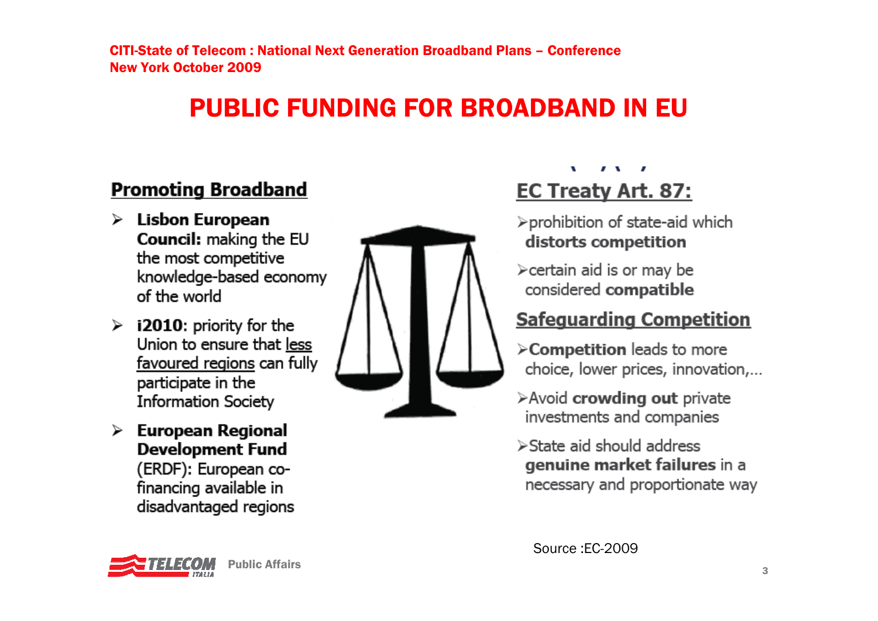# PUBLIC FUNDING FOR BROADBAND IN EU

## Promoting Broadband

- **Lisbon European Council:** making the EU the most competitive knowledge-based economy of the world
- **i2010**: priority for the Union to ensure that less favoured regions can fully participate in the Information Society
- **European Regional Development Fund** (ERDF): European co-financing available in disadvantaged regions

## EC Treaty Art. 87:

- prohibition of state-aid which **distorts competition**
- certain aid is or may be considered **compatible**

## Safeguarding Competition

- **Competition** leads to more choice, lower prices, innovation,…
- Avoid **crowding out** private investments and companies
- State aid should address **genuine market failures** in a necessary and proportionate way

Source :EC-2009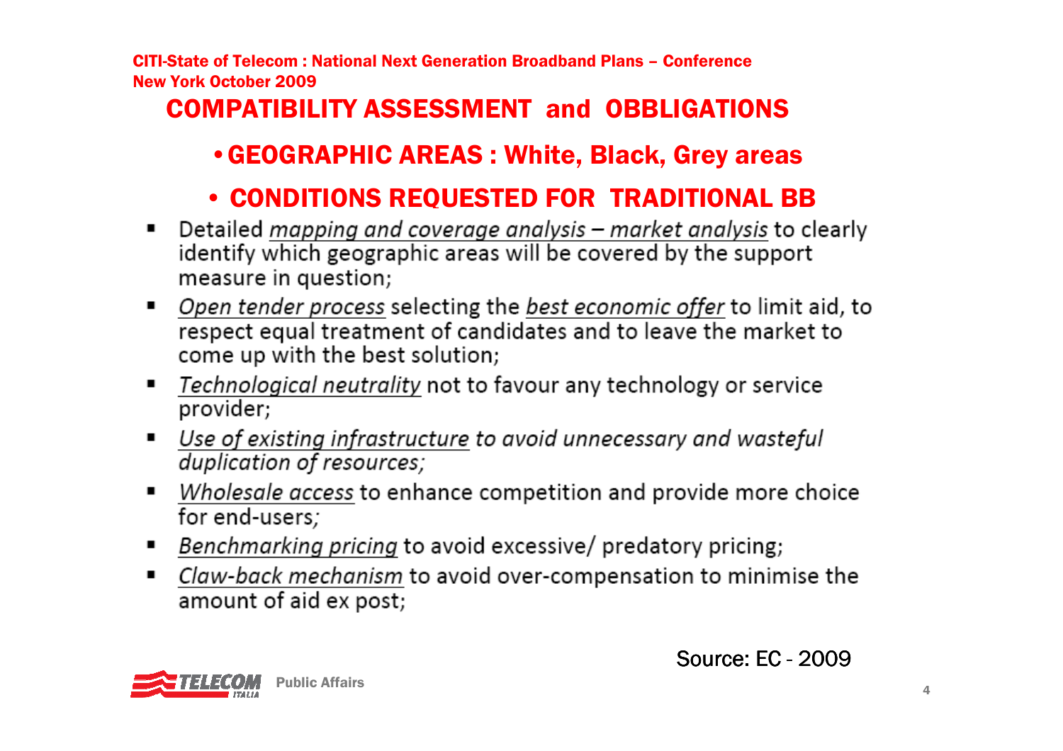## COMPATIBILITY ASSESSMENT and OBBLIGATIONS

- **GEOGRAPHIC AREAS : White, Black, Grey areas**
- **CONDITIONS REQUESTED FOR TRADITIONAL BB**

- Detailed *mapping and coverage analysis – market analysis* to clearly identify which geographic areas will be covered by the support measure in question;
- *Open tender process* selecting the *best economic offer* to limit aid, to respect equal treatment of candidates and to leave the market to come up with the best solution;
- *Technological neutrality* not to favour any technology or service provider;
- *Use of existing infrastructure to avoid unnecessary and wasteful duplication of resources;*
- *Wholesale access* to enhance competition and provide more choice for end-users;
- *Benchmarking pricing* to avoid excessive/ predatory pricing;
- *Claw-back mechanism* to avoid over-compensation to minimise the amount of aid ex post;

Source: EC - 2009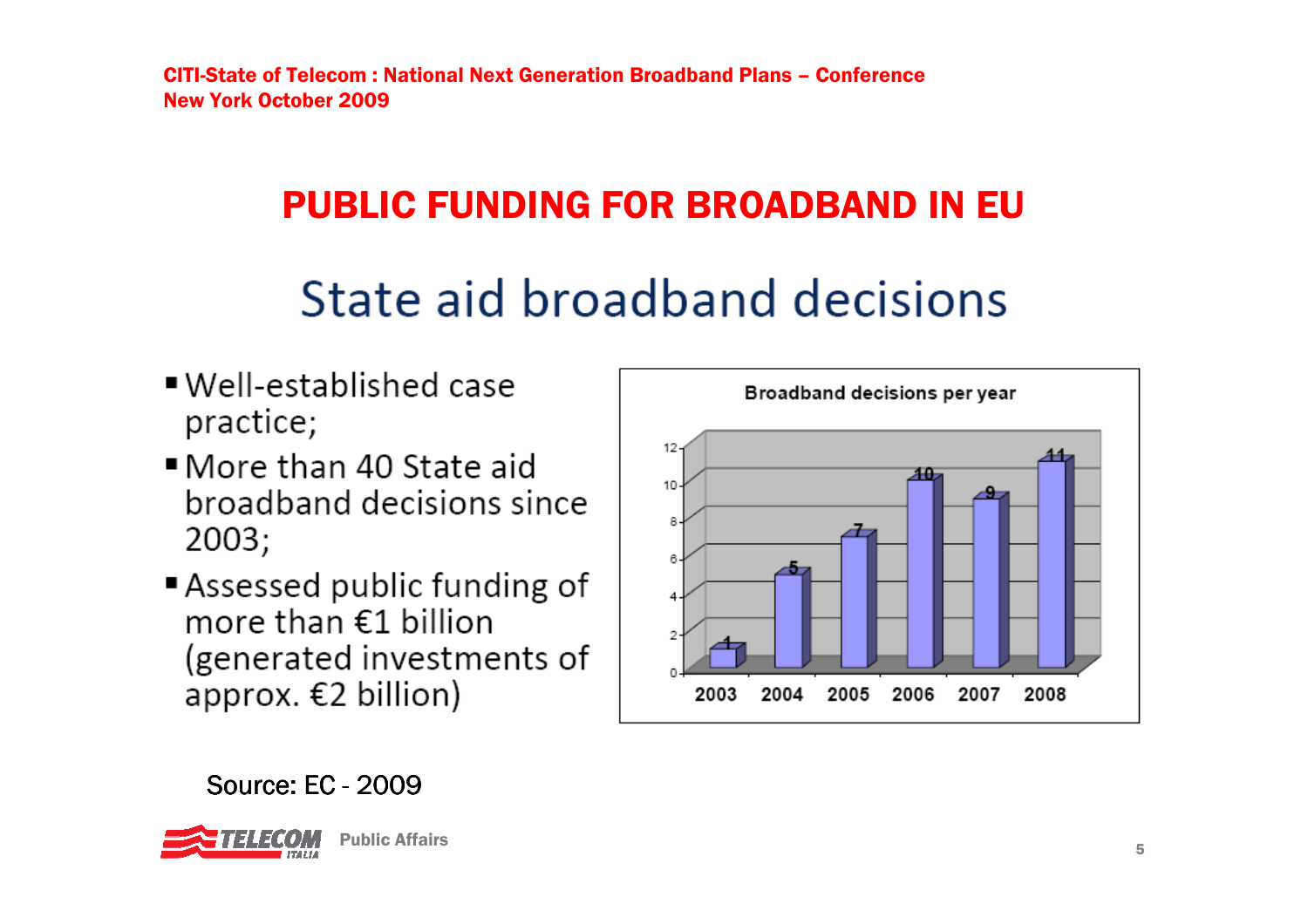# PUBLIC FUNDING FOR BROADBAND IN EU

## State aid broadband decisions

- Well-established case practice;
- More than 40 State aid broadband decisions since 2003;
- Assessed public funding of more than €1 billion (generated investments of approx. €2 billion)

**Broadband decisions per year**

| Year | Decisions |
|---|---|
| 2003 | 1 |
| 2004 | 5 |
| 2005 | 7 |
| 2006 | 10 |
| 2007 | 9 |
| 2008 | 11 |

Source: EC - 2009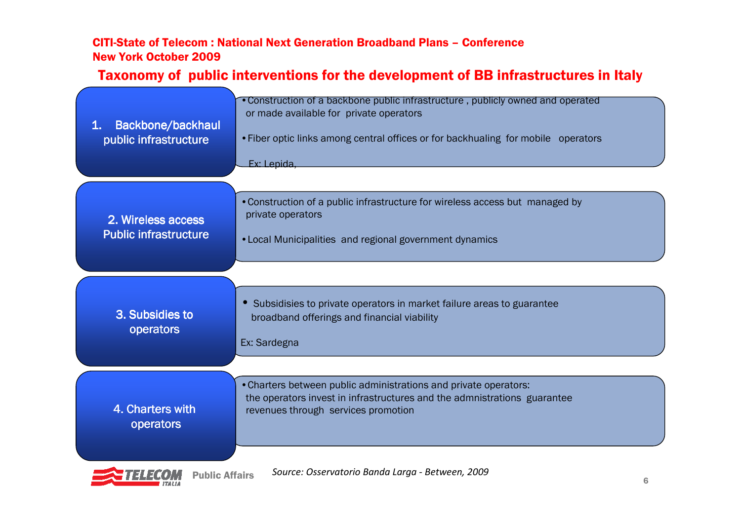CITI-State of Telecom : National Next Generation Broadband Plans – Conference
New York October 2009

## Taxonomy of public interventions for the development of BB infrastructures in Italy

### 1. Backbone/backhaul public infrastructure

- Construction of a backbone public infrastructure , publicly owned and operated or made available for private operators
- Fiber optic links among central offices or for backhualing for mobile operators

Ex: Lepida,

### 2. Wireless access Public infrastructure

- Construction of a public infrastructure for wireless access but managed by private operators
- Local Municipalities and regional government dynamics

### 3. Subsidies to operators

- Subsidisies to private operators in market failure areas to guarantee broadband offerings and financial viability

Ex: Sardegna

### 4. Charters with operators

- Charters between public administrations and private operators: the operators invest in infrastructures and the admnistrations guarantee revenues through services promotion

*Source: Osservatorio Banda Larga - Between, 2009*

TELECOM ITALIA Public Affairs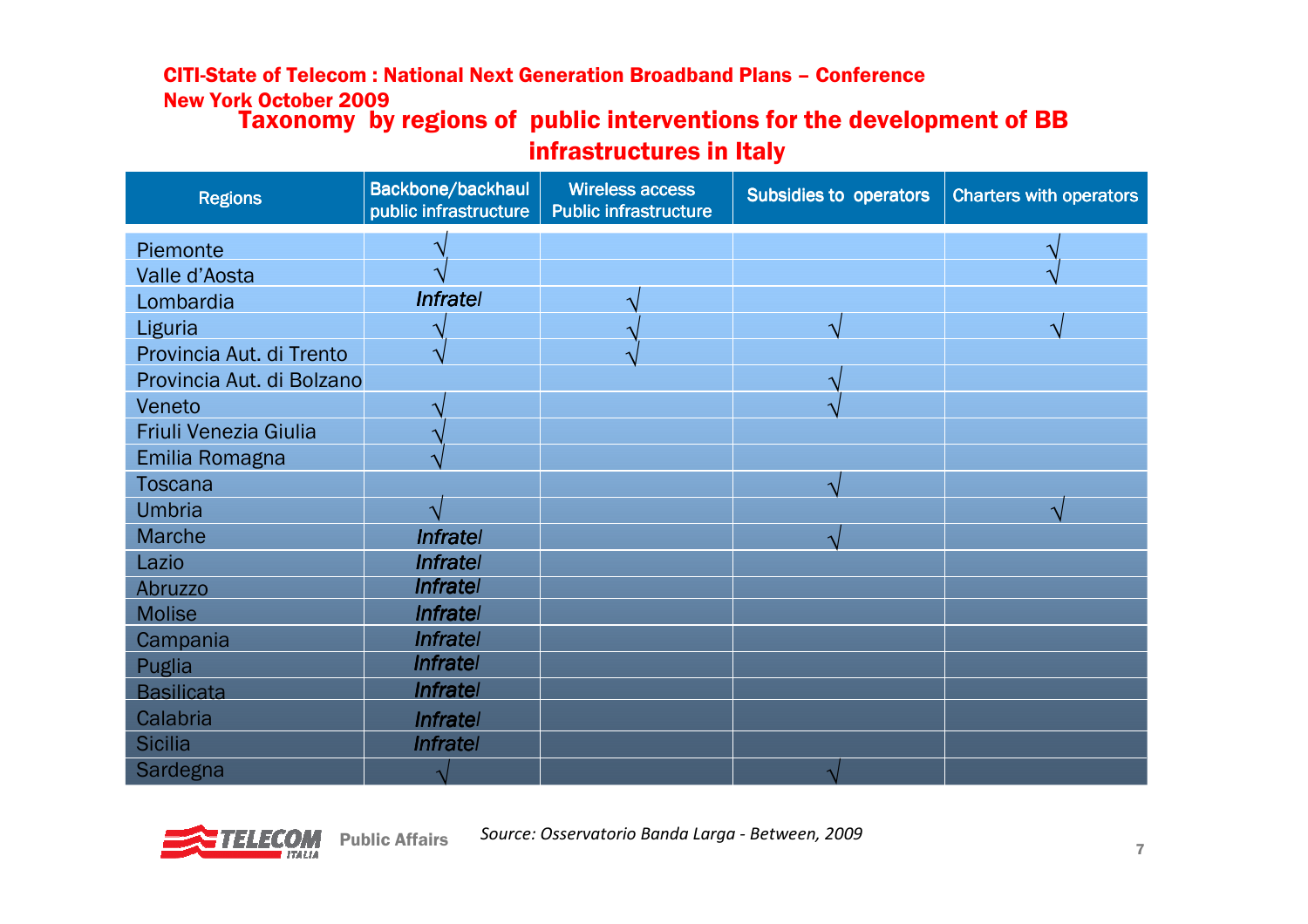CITI-State of Telecom : National Next Generation Broadband Plans – Conference
New York October 2009

## Taxonomy by regions of public interventions for the development of BB infrastructures in Italy

| Regions | Backbone/backhaul public infrastructure | Wireless access Public infrastructure | Subsidies to operators | Charters with operators |
|---|---|---|---|---|
| Piemonte | √ | | | √ |
| Valle d'Aosta | √ | | | √ |
| Lombardia | *Infratel* | √ | | |
| Liguria | √ | √ | √ | √ |
| Provincia Aut. di Trento | √ | √ | | |
| Provincia Aut. di Bolzano | | | √ | |
| Veneto | √ | | √ | |
| Friuli Venezia Giulia | √ | | | |
| Emilia Romagna | √ | | | |
| Toscana | | | √ | |
| Umbria | √ | | | √ |
| Marche | *Infratel* | | √ | |
| Lazio | *Infratel* | | | |
| Abruzzo | *Infratel* | | | |
| Molise | *Infratel* | | | |
| Campania | *Infratel* | | | |
| Puglia | *Infratel* | | | |
| Basilicata | *Infratel* | | | |
| Calabria | *Infratel* | | | |
| Sicilia | *Infratel* | | | |
| Sardegna | √ | | √ | |

TELECOM ITALIA Public Affairs

*Source: Osservatorio Banda Larga - Between, 2009*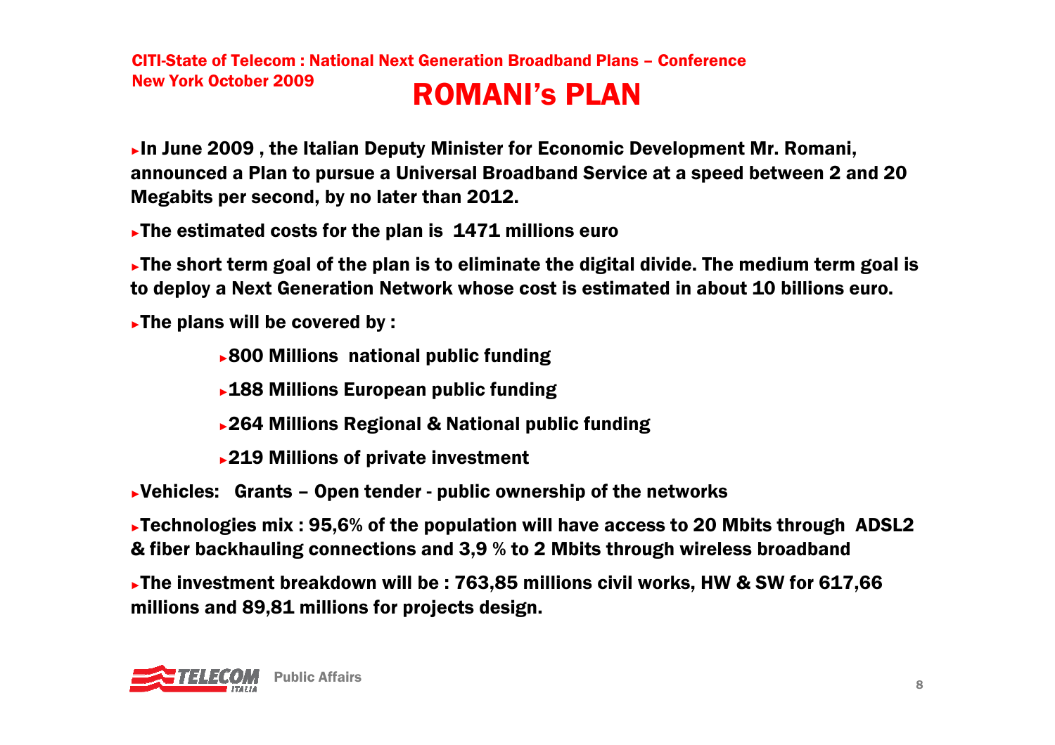# ROMANI's PLAN

- In June 2009 , the Italian Deputy Minister for Economic Development Mr. Romani, announced a Plan to pursue a Universal Broadband Service at a speed between 2 and 20 Megabits per second, by no later than 2012.
- The estimated costs for the plan is 1471 millions euro
- The short term goal of the plan is to eliminate the digital divide. The medium term goal is to deploy a Next Generation Network whose cost is estimated in about 10 billions euro.
- The plans will be covered by :
  - 800 Millions national public funding
  - 188 Millions European public funding
  - 264 Millions Regional & National public funding
  - 219 Millions of private investment
- Vehicles: Grants – Open tender - public ownership of the networks
- Technologies mix : 95,6% of the population will have access to 20 Mbits through ADSL2 & fiber backhauling connections and 3,9 % to 2 Mbits through wireless broadband
- The investment breakdown will be : 763,85 millions civil works, HW & SW for 617,66 millions and 89,81 millions for projects design.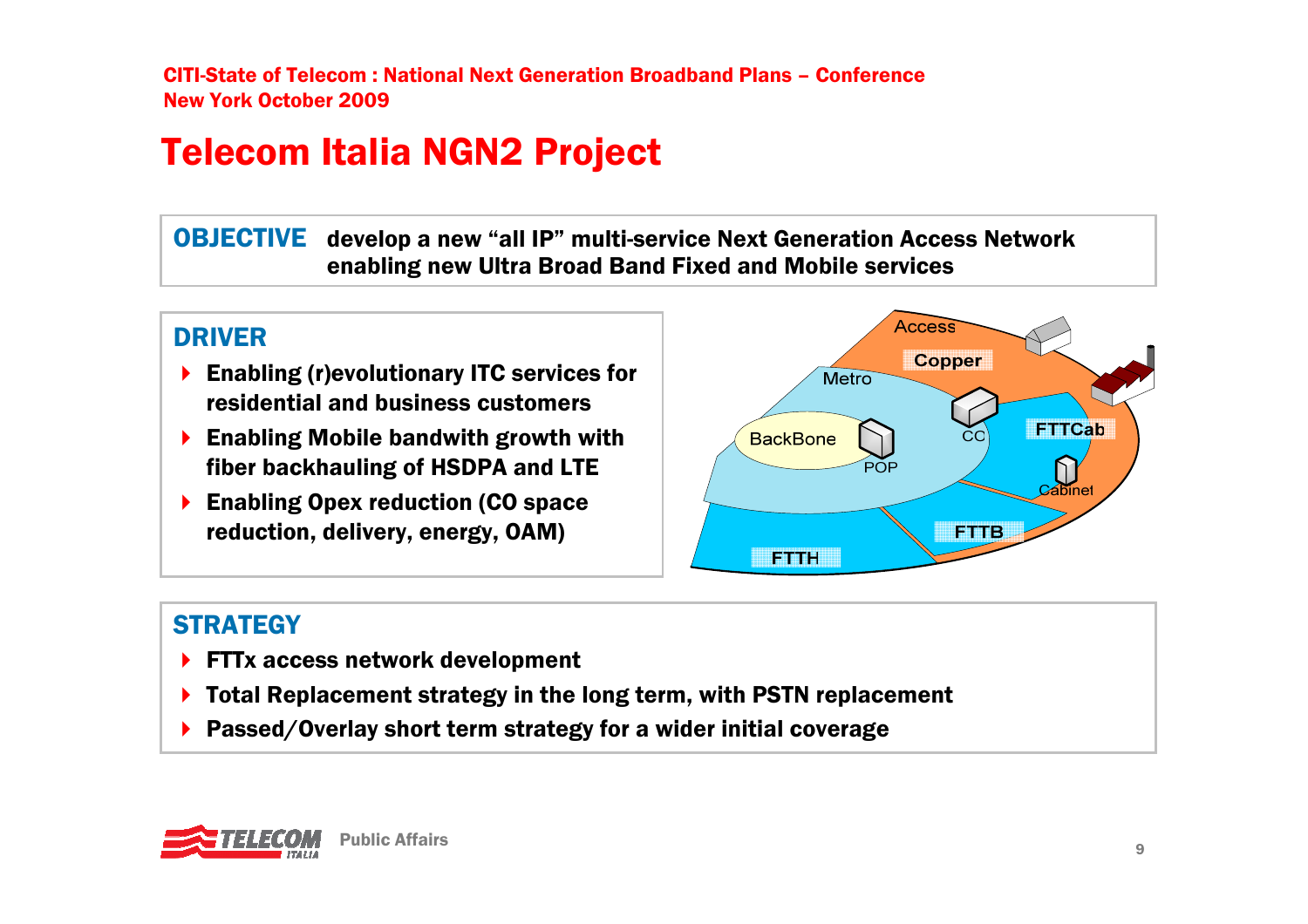CITI-State of Telecom : National Next Generation Broadband Plans – Conference
New York October 2009

# Telecom Italia NGN2 Project

**OBJECTIVE** develop a new "all IP" multi-service Next Generation Access Network enabling new Ultra Broad Band Fixed and Mobile services

## DRIVER

- Enabling (r)evolutionary ITC services for residential and business customers
- Enabling Mobile bandwith growth with fiber backhauling of HSDPA and LTE
- Enabling Opex reduction (CO space reduction, delivery, energy, OAM)

Access
Copper
Metro
BackBone
POP
CC
FTTCab
Cabinet
FTTB
FTTH

## STRATEGY

- FTTx access network development
- Total Replacement strategy in the long term, with PSTN replacement
- Passed/Overlay short term strategy for a wider initial coverage

Public Affairs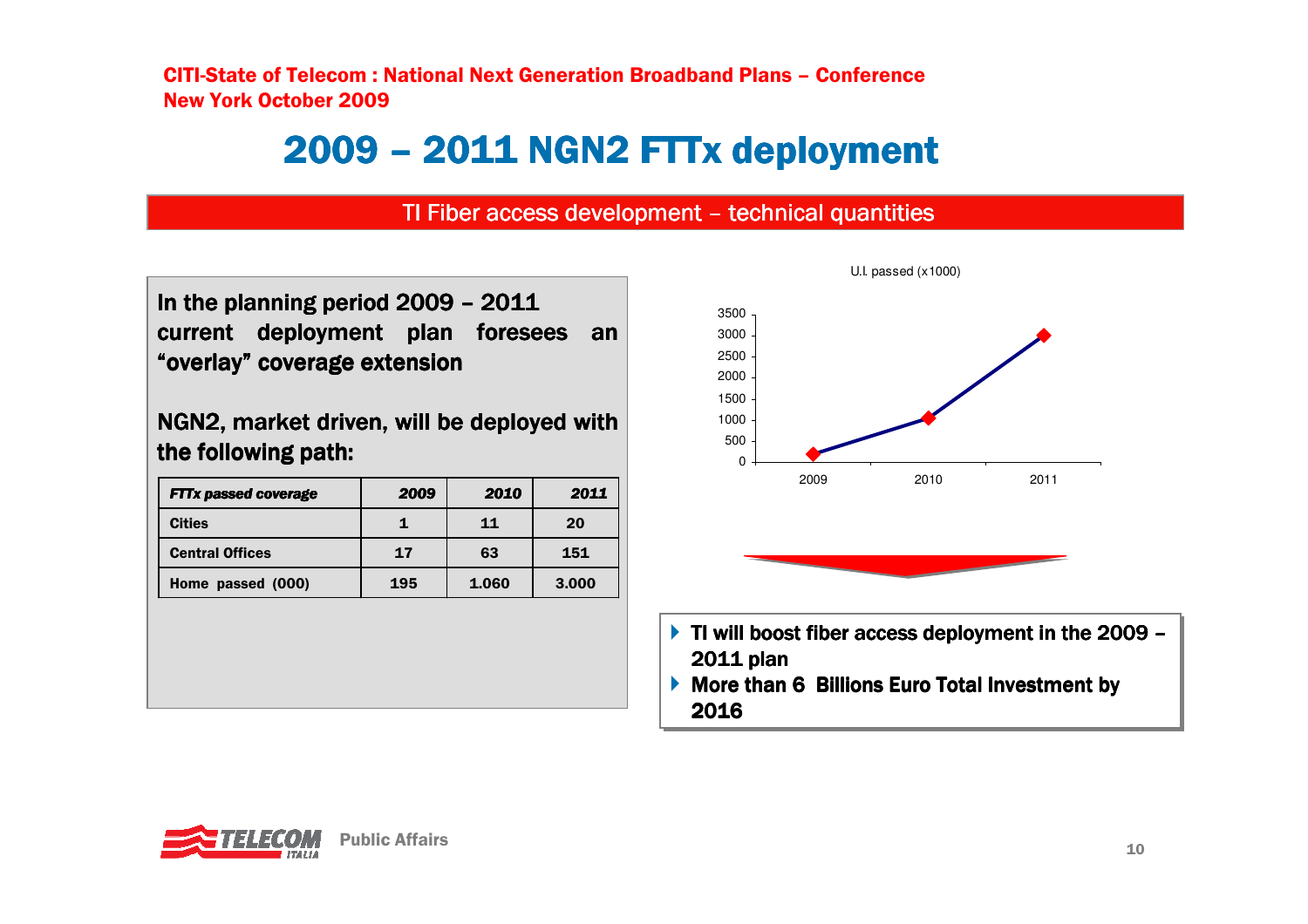# 2009 – 2011 NGN2 FTTx deployment

## TI Fiber access development – technical quantities

**In the planning period 2009 – 2011 current deployment plan foresees an "overlay" coverage extension**

**NGN2, market driven, will be deployed with the following path:**

| ***FTTx passed coverage*** | ***2009*** | ***2010*** | ***2011*** |
|---|---|---|---|
| **Cities** | **1** | **11** | **20** |
| **Central Offices** | **17** | **63** | **151** |
| **Home passed (000)** | **195** | **1.060** | **3.000** |

U.I. passed (x1000)

| | 2009 | 2010 | 2011 |
|---|---|---|---|
| U.I. passed (x1000) | 195 | 1060 | 3000 |

- **TI will boost fiber access deployment in the 2009 – 2011 plan**
- **More than 6 Billions Euro Total Investment by 2016**

Public Affairs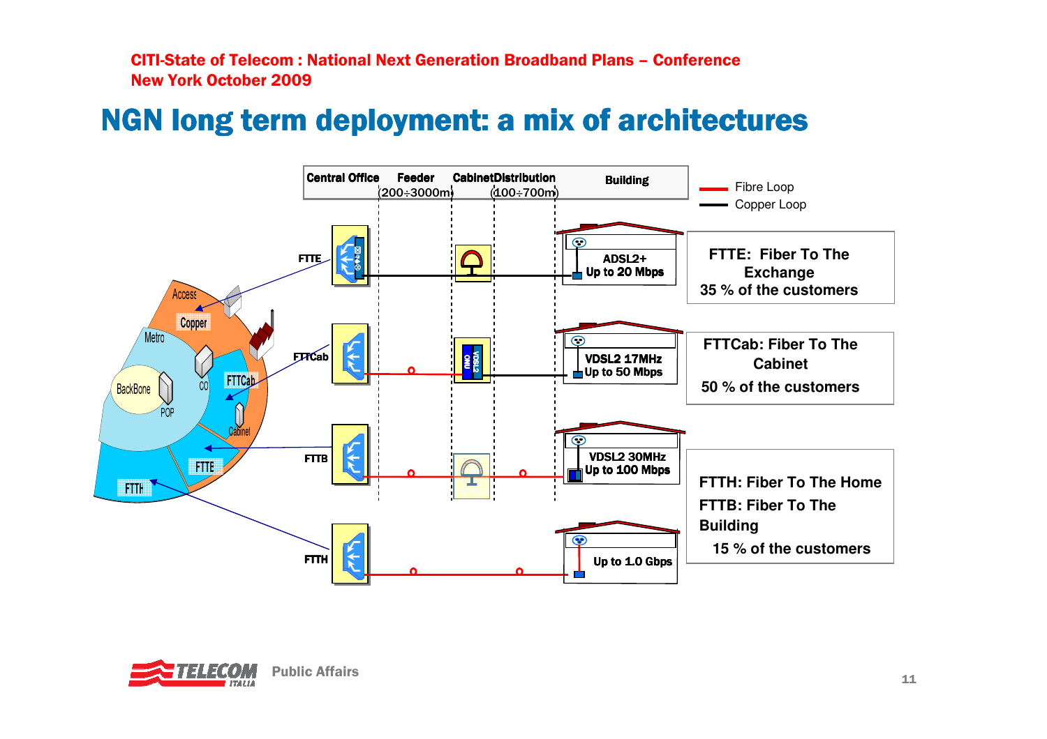# NGN long term deployment: a mix of architectures

| Central Office | Feeder (200÷3000m) | Cabinet | Distribution (100÷700m) | Building |
| --- | --- | --- | --- | --- |

- Fibre Loop
- Copper Loop

**FTTE** — ADSL2+ Up to 20 Mbps

**FTTCab** — VDSL2 17MHz Up to 50 Mbps

**FTTB** — VDSL2 30MHz Up to 100 Mbps

**FTTH** — Up to 1.0 Gbps

Access, Copper, Metro, BackBone, POP, CO, FTTCab, Cabinet, FTTE, FTTH

**FTTE: Fiber To The Exchange**
35 % of the customers

**FTTCab: Fiber To The Cabinet**
50 % of the customers

**FTTH: Fiber To The Home**
**FTTB: Fiber To The Building**
15 % of the customers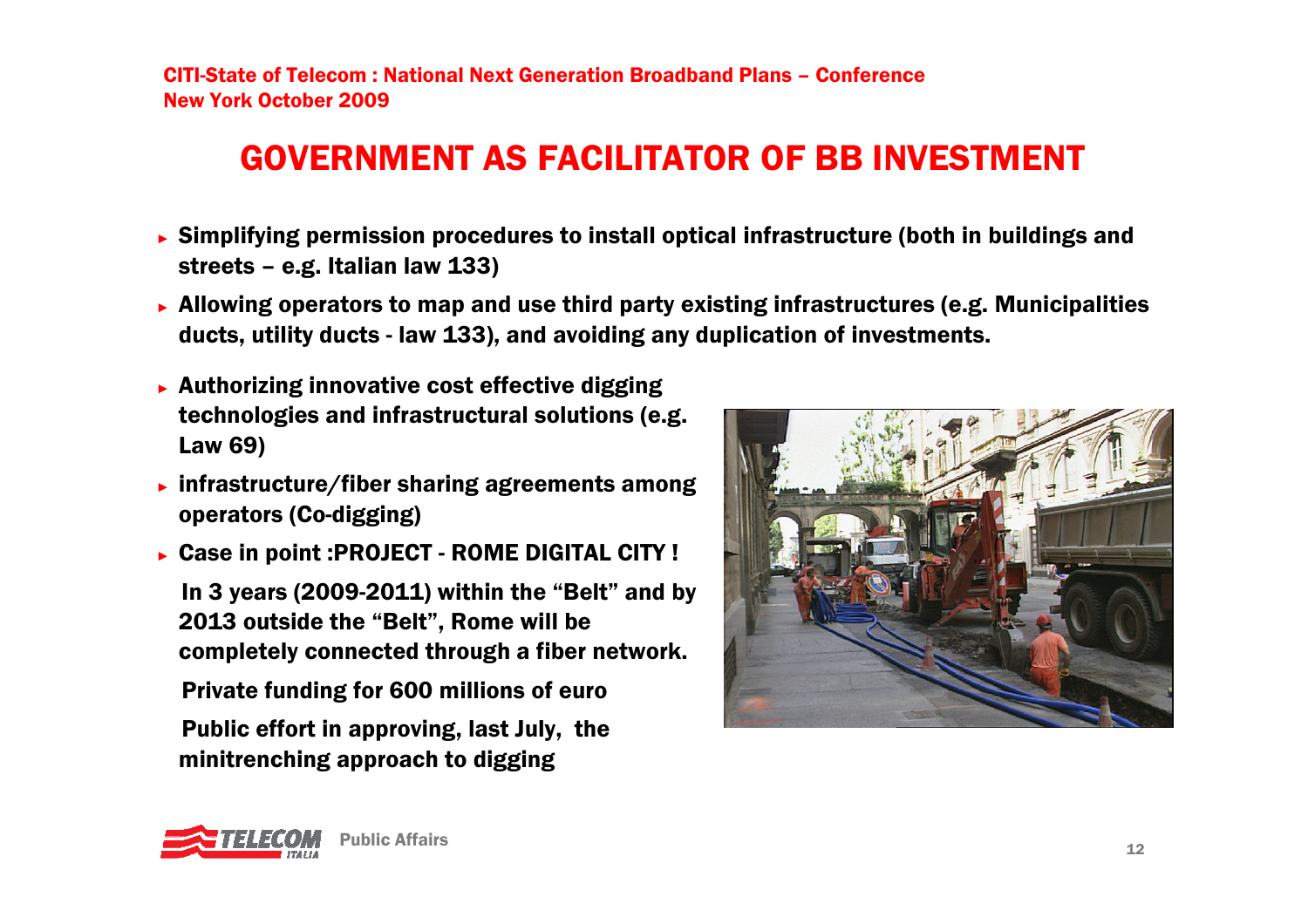# GOVERNMENT AS FACILITATOR OF BB INVESTMENT

- **Simplifying permission procedures to install optical infrastructure (both in buildings and streets – e.g. Italian law 133)**
- **Allowing operators to map and use third party existing infrastructures (e.g. Municipalities ducts, utility ducts - law 133), and avoiding any duplication of investments.**
- **Authorizing innovative cost effective digging technologies and infrastructural solutions (e.g. Law 69)**
- **infrastructure/fiber sharing agreements among operators (Co-digging)**
- **Case in point :PROJECT - ROME DIGITAL CITY !**

  **In 3 years (2009-2011) within the "Belt" and by 2013 outside the "Belt", Rome will be completely connected through a fiber network.**

  **Private funding for 600 millions of euro**

  **Public effort in approving, last July, the minitrenching approach to digging**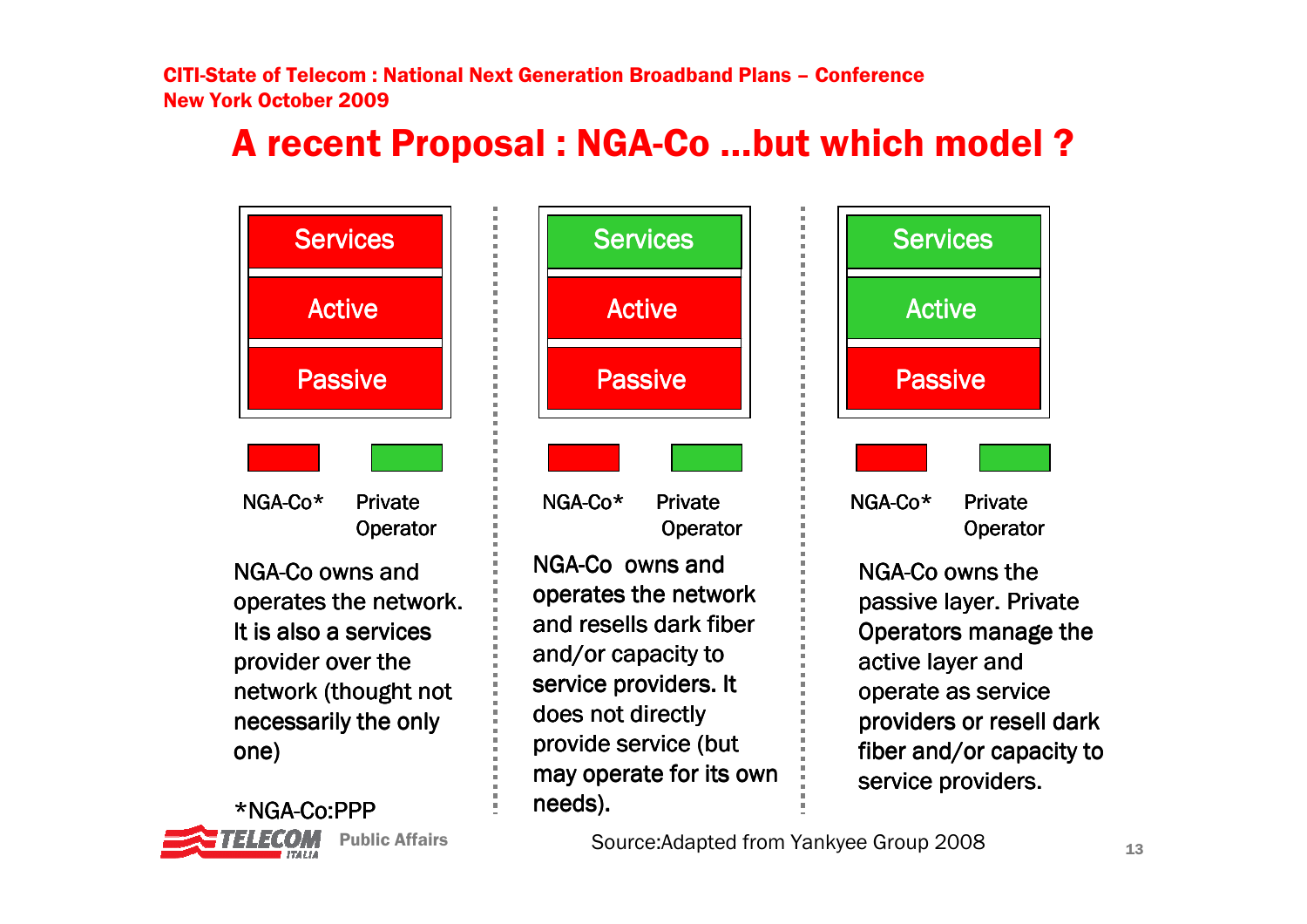CITI-State of Telecom : National Next Generation Broadband Plans – Conference
New York October 2009

# A recent Proposal : NGA-Co …but which model ?

| | Model 1 | Model 2 | Model 3 |
|---|---|---|---|
| Services | NGA-Co* | Private Operator | Private Operator |
| Active | NGA-Co* | NGA-Co* | Private Operator |
| Passive | NGA-Co* | NGA-Co* | NGA-Co* |

NGA-Co owns and operates the network. It is also a services provider over the network (thought not necessarily the only one)

NGA-Co owns and operates the network and resells dark fiber and/or capacity to service providers. It does not directly provide service (but may operate for its own needs).

NGA-Co owns the passive layer. Private Operators manage the active layer and operate as service providers or resell dark fiber and/or capacity to service providers.

*NGA-Co:PPP

Source:Adapted from Yankyee Group 2008

TELECOM ITALIA Public Affairs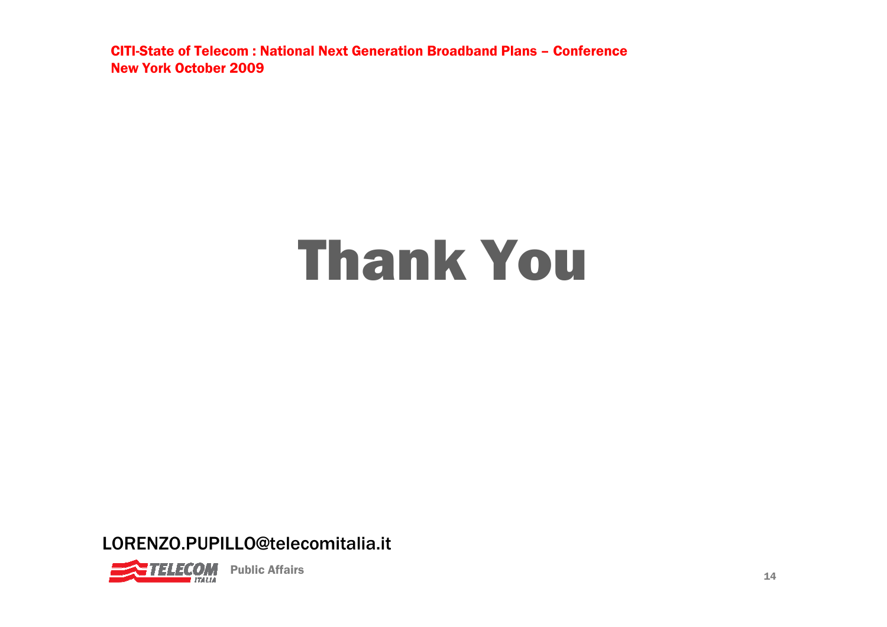# Thank You

LORENZO.PUPILLO@telecomitalia.it

Public Affairs